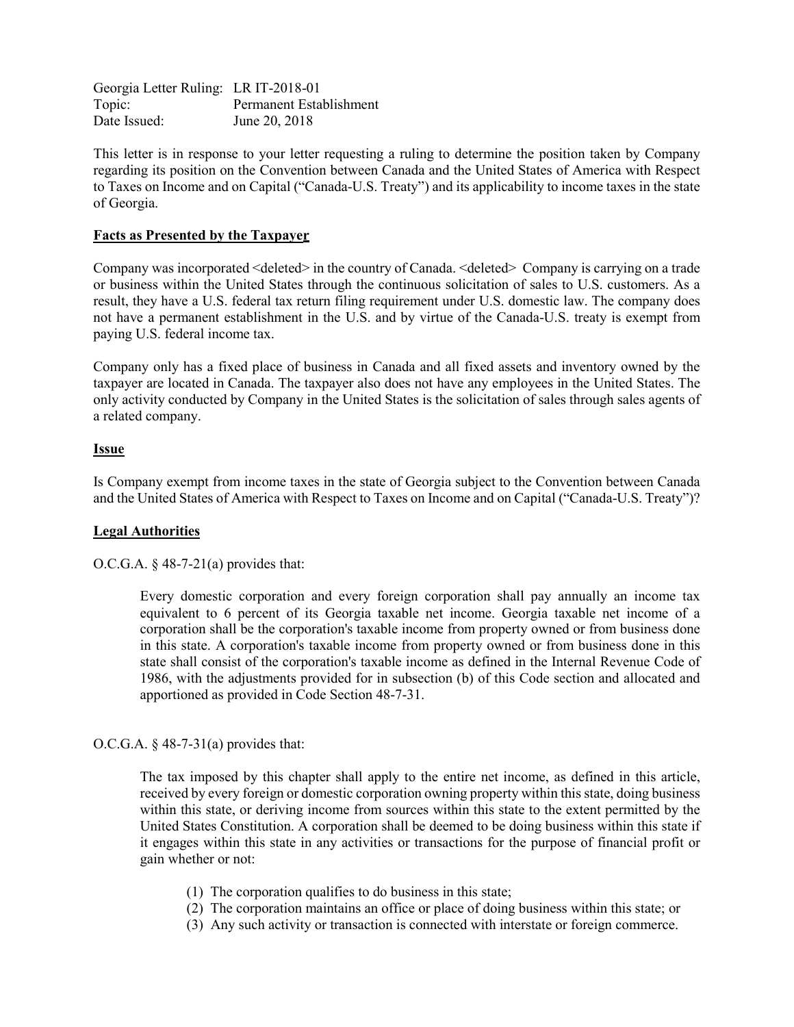Georgia Letter Ruling: LR IT-2018-01
Topic: Permanent Establishment
Date Issued: June 20, 2018

This letter is in response to your letter requesting a ruling to determine the position taken by Company regarding its position on the Convention between Canada and the United States of America with Respect to Taxes on Income and on Capital ("Canada-U.S. Treaty") and its applicability to income taxes in the state of Georgia.

## Facts as Presented by the Taxpayer

Company was incorporated <deleted> in the country of Canada. <deleted> Company is carrying on a trade or business within the United States through the continuous solicitation of sales to U.S. customers. As a result, they have a U.S. federal tax return filing requirement under U.S. domestic law. The company does not have a permanent establishment in the U.S. and by virtue of the Canada-U.S. treaty is exempt from paying U.S. federal income tax.

Company only has a fixed place of business in Canada and all fixed assets and inventory owned by the taxpayer are located in Canada. The taxpayer also does not have any employees in the United States. The only activity conducted by Company in the United States is the solicitation of sales through sales agents of a related company.

## Issue

Is Company exempt from income taxes in the state of Georgia subject to the Convention between Canada and the United States of America with Respect to Taxes on Income and on Capital ("Canada-U.S. Treaty")?

## Legal Authorities

O.C.G.A. § 48-7-21(a) provides that:

> Every domestic corporation and every foreign corporation shall pay annually an income tax equivalent to 6 percent of its Georgia taxable net income. Georgia taxable net income of a corporation shall be the corporation's taxable income from property owned or from business done in this state. A corporation's taxable income from property owned or from business done in this state shall consist of the corporation's taxable income as defined in the Internal Revenue Code of 1986, with the adjustments provided for in subsection (b) of this Code section and allocated and apportioned as provided in Code Section 48-7-31.

O.C.G.A. § 48-7-31(a) provides that:

> The tax imposed by this chapter shall apply to the entire net income, as defined in this article, received by every foreign or domestic corporation owning property within this state, doing business within this state, or deriving income from sources within this state to the extent permitted by the United States Constitution. A corporation shall be deemed to be doing business within this state if it engages within this state in any activities or transactions for the purpose of financial profit or gain whether or not:
>
> (1) The corporation qualifies to do business in this state;
> (2) The corporation maintains an office or place of doing business within this state; or
> (3) Any such activity or transaction is connected with interstate or foreign commerce.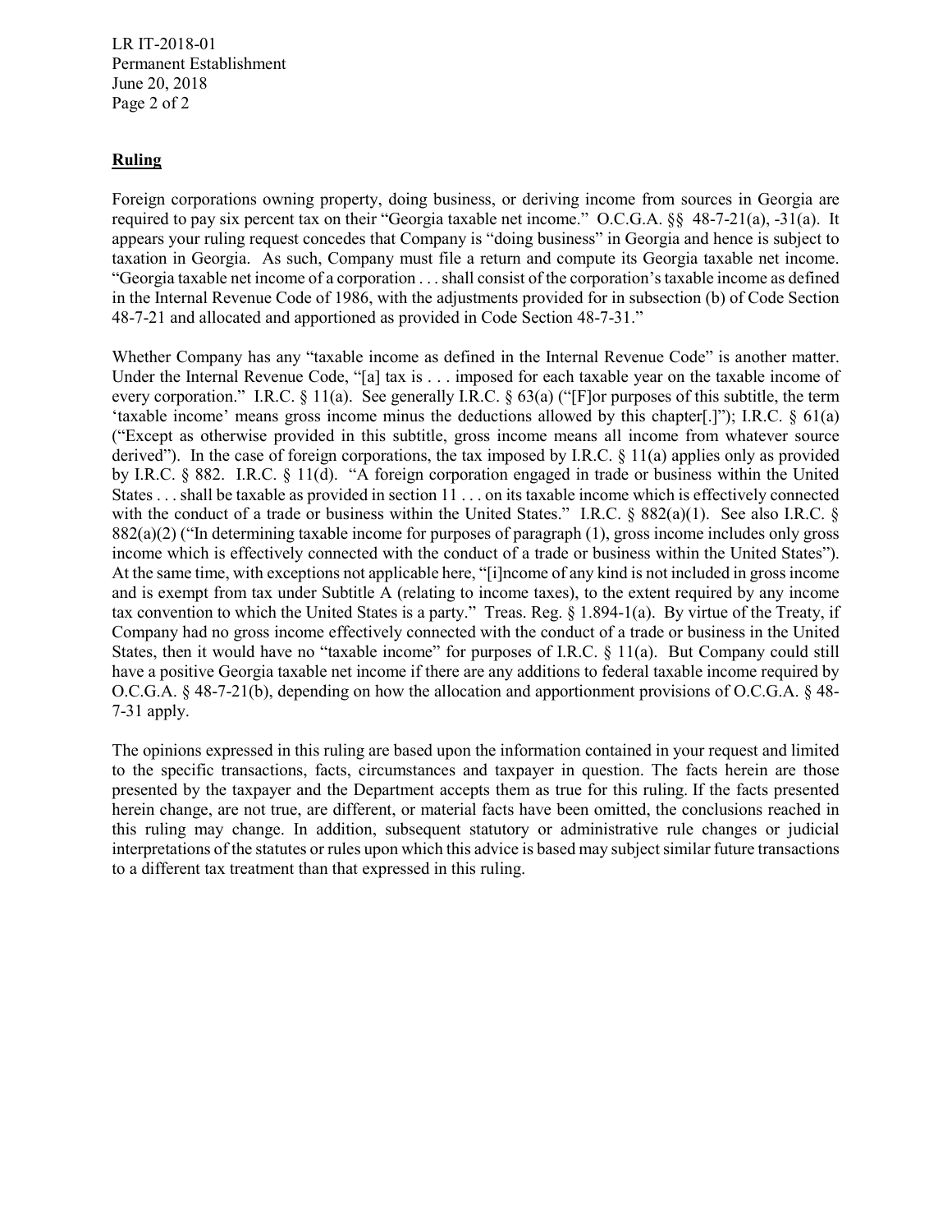## **Ruling**

Foreign corporations owning property, doing business, or deriving income from sources in Georgia are required to pay six percent tax on their "Georgia taxable net income." O.C.G.A. §§ 48-7-21(a), -31(a). It appears your ruling request concedes that Company is "doing business" in Georgia and hence is subject to taxation in Georgia. As such, Company must file a return and compute its Georgia taxable net income. "Georgia taxable net income of a corporation . . . shall consist of the corporation's taxable income as defined in the Internal Revenue Code of 1986, with the adjustments provided for in subsection (b) of Code Section 48-7-21 and allocated and apportioned as provided in Code Section 48-7-31."

Whether Company has any "taxable income as defined in the Internal Revenue Code" is another matter. Under the Internal Revenue Code, "[a] tax is . . . imposed for each taxable year on the taxable income of every corporation." I.R.C. § 11(a). See generally I.R.C. § 63(a) ("[F]or purposes of this subtitle, the term 'taxable income' means gross income minus the deductions allowed by this chapter[.]"); I.R.C. § 61(a) ("Except as otherwise provided in this subtitle, gross income means all income from whatever source derived"). In the case of foreign corporations, the tax imposed by I.R.C. § 11(a) applies only as provided by I.R.C. § 882. I.R.C. § 11(d). "A foreign corporation engaged in trade or business within the United States . . . shall be taxable as provided in section 11 . . . on its taxable income which is effectively connected with the conduct of a trade or business within the United States." I.R.C. § 882(a)(1). See also I.R.C. § 882(a)(2) ("In determining taxable income for purposes of paragraph (1), gross income includes only gross income which is effectively connected with the conduct of a trade or business within the United States"). At the same time, with exceptions not applicable here, "[i]ncome of any kind is not included in gross income and is exempt from tax under Subtitle A (relating to income taxes), to the extent required by any income tax convention to which the United States is a party." Treas. Reg. § 1.894-1(a). By virtue of the Treaty, if Company had no gross income effectively connected with the conduct of a trade or business in the United States, then it would have no "taxable income" for purposes of I.R.C. § 11(a). But Company could still have a positive Georgia taxable net income if there are any additions to federal taxable income required by O.C.G.A. § 48-7-21(b), depending on how the allocation and apportionment provisions of O.C.G.A. § 48-7-31 apply.

The opinions expressed in this ruling are based upon the information contained in your request and limited to the specific transactions, facts, circumstances and taxpayer in question. The facts herein are those presented by the taxpayer and the Department accepts them as true for this ruling. If the facts presented herein change, are not true, are different, or material facts have been omitted, the conclusions reached in this ruling may change. In addition, subsequent statutory or administrative rule changes or judicial interpretations of the statutes or rules upon which this advice is based may subject similar future transactions to a different tax treatment than that expressed in this ruling.